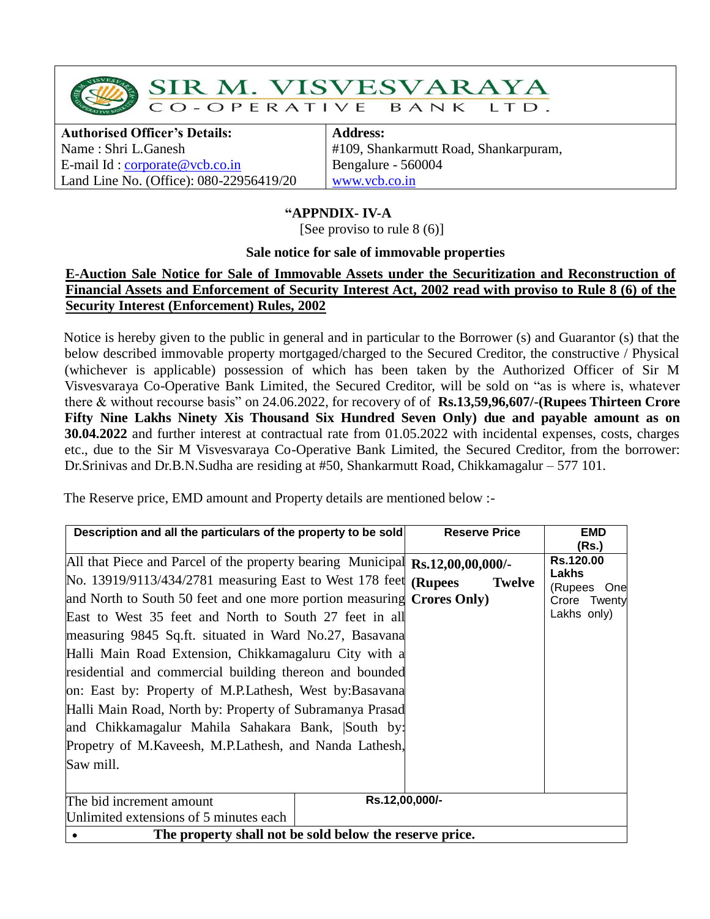# SIR M. VISVESVARAYA
## CO-OPERATIVE BANK LTD.

| Authorised Officer's Details: | Address: |
|---|---|
| Name : Shri L.Ganesh | #109, Shankarmutt Road, Shankarpuram, |
| E-mail Id : corporate@vcb.co.in | Bengalure - 560004 |
| Land Line No. (Office): 080-22956419/20 | www.vcb.co.in |

**"APPNDIX- IV-A**

[See proviso to rule 8 (6)]

**Sale notice for sale of immovable properties**

**E-Auction Sale Notice for Sale of Immovable Assets under the Securitization and Reconstruction of Financial Assets and Enforcement of Security Interest Act, 2002 read with proviso to Rule 8 (6) of the Security Interest (Enforcement) Rules, 2002**

Notice is hereby given to the public in general and in particular to the Borrower (s) and Guarantor (s) that the below described immovable property mortgaged/charged to the Secured Creditor, the constructive / Physical (whichever is applicable) possession of which has been taken by the Authorized Officer of Sir M Visvesvaraya Co-Operative Bank Limited, the Secured Creditor, will be sold on "as is where is, whatever there & without recourse basis" on 24.06.2022, for recovery of of **Rs.13,59,96,607/-(Rupees Thirteen Crore Fifty Nine Lakhs Ninety Xis Thousand Six Hundred Seven Only) due and payable amount as on 30.04.2022** and further interest at contractual rate from 01.05.2022 with incidental expenses, costs, charges etc., due to the Sir M Visvesvaraya Co-Operative Bank Limited, the Secured Creditor, from the borrower: Dr.Srinivas and Dr.B.N.Sudha are residing at #50, Shankarmutt Road, Chikkamagalur – 577 101.

The Reserve price, EMD amount and Property details are mentioned below :-

| Description and all the particulars of the property to be sold | Reserve Price | EMD (Rs.) |
|---|---|---|
| All that Piece and Parcel of the property bearing Municipal No. 13919/9113/434/2781 measuring East to West 178 feet and North to South 50 feet and one more portion measuring East to West 35 feet and North to South 27 feet in all measuring 9845 Sq.ft. situated in Ward No.27, Basavana Halli Main Road Extension, Chikkamagaluru City with a residential and commercial building thereon and bounded on: East by: Property of M.P.Lathesh, West by:Basavana Halli Main Road, North by: Property of Subramanya Prasad and Chikkamagalur Mahila Sahakara Bank, \|South by: Propetry of M.Kaveesh, M.P.Lathesh, and Nanda Lathesh, Saw mill. | **Rs.12,00,00,000/- (Rupees Twelve Crores Only)** | **Rs.120.00 Lakhs** (Rupees One Crore Twenty Lakhs only) |
| The bid increment amount | **Rs.12,00,000/-** | |
| Unlimited extensions of 5 minutes each | | |
| • **The property shall not be sold below the reserve price.** | | |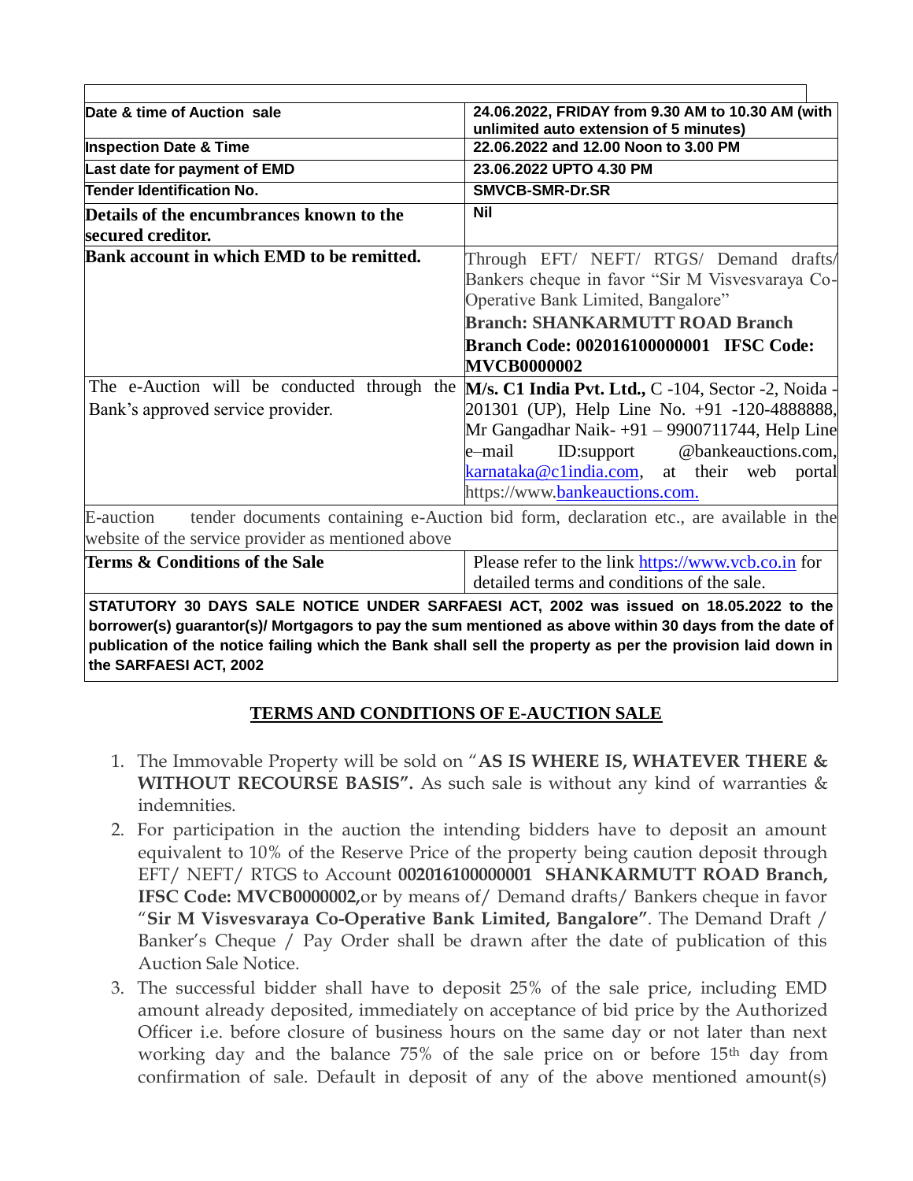| | |
|---|---|
| **Date & time of Auction sale** | **24.06.2022, FRIDAY from 9.30 AM to 10.30 AM (with unlimited auto extension of 5 minutes)** |
| **Inspection Date & Time** | **22.06.2022 and 12.00 Noon to 3.00 PM** |
| **Last date for payment of EMD** | **23.06.2022 UPTO 4.30 PM** |
| **Tender Identification No.** | **SMVCB-SMR-Dr.SR** |
| **Details of the encumbrances known to the secured creditor.** | **Nil** |
| **Bank account in which EMD to be remitted.** | Through EFT/ NEFT/ RTGS/ Demand drafts/ Bankers cheque in favor "Sir M Visvesvaraya Co-Operative Bank Limited, Bangalore" **Branch: SHANKARMUTT ROAD Branch** **Branch Code: 002016100000001 IFSC Code: MVCB0000002** |
| The e-Auction will be conducted through the Bank's approved service provider. | **M/s. C1 India Pvt. Ltd.,** C -104, Sector -2, Noida - 201301 (UP), Help Line No. +91 -120-4888888, Mr Gangadhar Naik- +91 – 9900711744, Help Line e–mail ID:support @bankeauctions.com, karnataka@c1india.com, at their web portal https://www.bankeauctions.com. |
| E-auction tender documents containing e-Auction bid form, declaration etc., are available in the website of the service provider as mentioned above | |
| **Terms & Conditions of the Sale** | Please refer to the link https://www.vcb.co.in for detailed terms and conditions of the sale. |
| **STATUTORY 30 DAYS SALE NOTICE UNDER SARFAESI ACT, 2002 was issued on 18.05.2022 to the borrower(s) guarantor(s)/ Mortgagors to pay the sum mentioned as above within 30 days from the date of publication of the notice failing which the Bank shall sell the property as per the provision laid down in the SARFAESI ACT, 2002** | |

## TERMS AND CONDITIONS OF E-AUCTION SALE

1. The Immovable Property will be sold on "**AS IS WHERE IS, WHATEVER THERE & WITHOUT RECOURSE BASIS".** As such sale is without any kind of warranties & indemnities.
2. For participation in the auction the intending bidders have to deposit an amount equivalent to 10% of the Reserve Price of the property being caution deposit through EFT/ NEFT/ RTGS to Account **002016100000001 SHANKARMUTT ROAD Branch, IFSC Code: MVCB0000002,**or by means of/ Demand drafts/ Bankers cheque in favor "**Sir M Visvesvaraya Co-Operative Bank Limited, Bangalore"**. The Demand Draft / Banker's Cheque / Pay Order shall be drawn after the date of publication of this Auction Sale Notice.
3. The successful bidder shall have to deposit 25% of the sale price, including EMD amount already deposited, immediately on acceptance of bid price by the Authorized Officer i.e. before closure of business hours on the same day or not later than next working day and the balance 75% of the sale price on or before 15th day from confirmation of sale. Default in deposit of any of the above mentioned amount(s)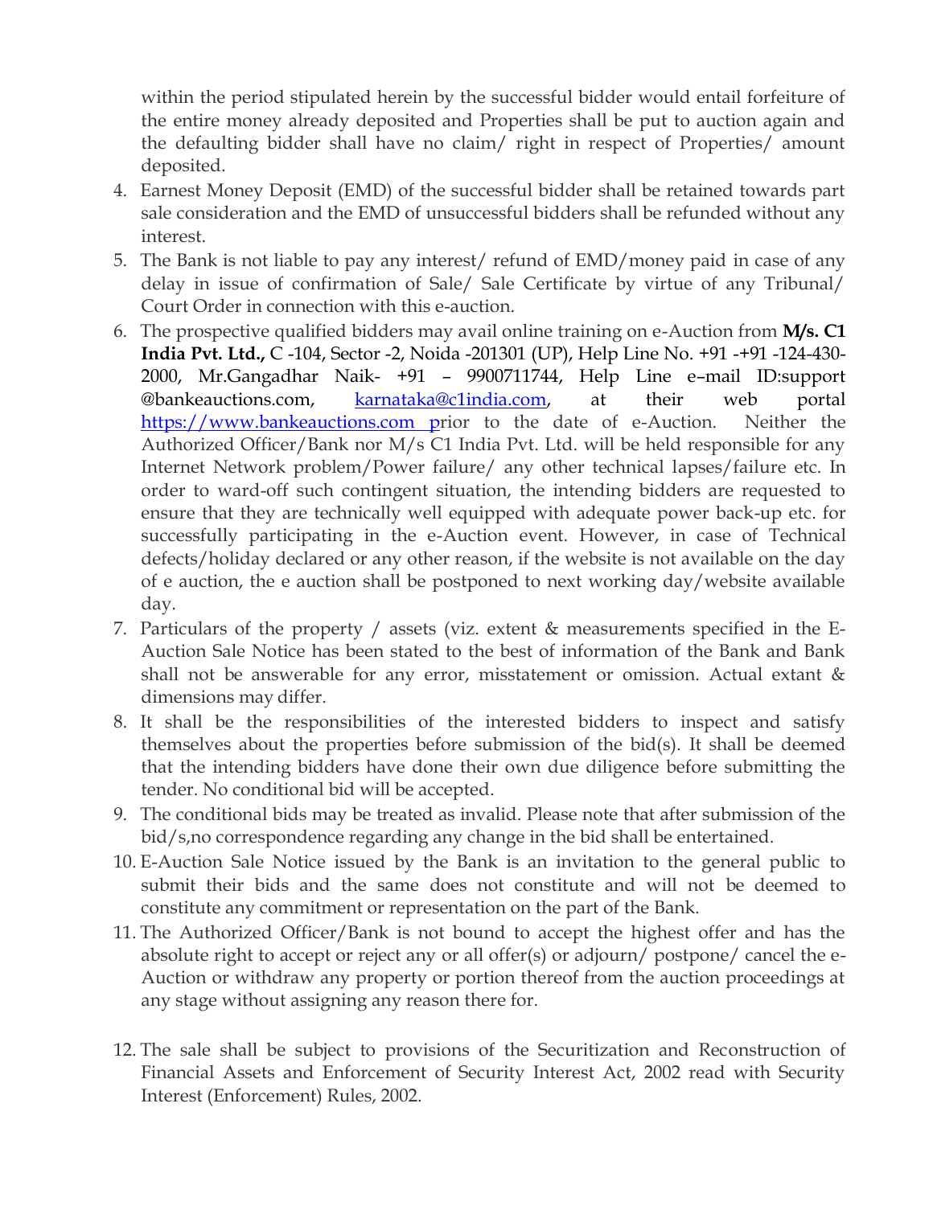within the period stipulated herein by the successful bidder would entail forfeiture of the entire money already deposited and Properties shall be put to auction again and the defaulting bidder shall have no claim/ right in respect of Properties/ amount deposited.

4. Earnest Money Deposit (EMD) of the successful bidder shall be retained towards part sale consideration and the EMD of unsuccessful bidders shall be refunded without any interest.
5. The Bank is not liable to pay any interest/ refund of EMD/money paid in case of any delay in issue of confirmation of Sale/ Sale Certificate by virtue of any Tribunal/ Court Order in connection with this e-auction.
6. The prospective qualified bidders may avail online training on e-Auction from **M/s. C1 India Pvt. Ltd.,** C -104, Sector -2, Noida -201301 (UP), Help Line No. +91 -+91 -124-430-2000, Mr.Gangadhar Naik- +91 – 9900711744, Help Line e–mail ID:support @bankeauctions.com, karnataka@c1india.com, at their web portal https://www.bankeauctions.com prior to the date of e-Auction. Neither the Authorized Officer/Bank nor M/s C1 India Pvt. Ltd. will be held responsible for any Internet Network problem/Power failure/ any other technical lapses/failure etc. In order to ward-off such contingent situation, the intending bidders are requested to ensure that they are technically well equipped with adequate power back-up etc. for successfully participating in the e-Auction event. However, in case of Technical defects/holiday declared or any other reason, if the website is not available on the day of e auction, the e auction shall be postponed to next working day/website available day.
7. Particulars of the property / assets (viz. extent & measurements specified in the E-Auction Sale Notice has been stated to the best of information of the Bank and Bank shall not be answerable for any error, misstatement or omission. Actual extant & dimensions may differ.
8. It shall be the responsibilities of the interested bidders to inspect and satisfy themselves about the properties before submission of the bid(s). It shall be deemed that the intending bidders have done their own due diligence before submitting the tender. No conditional bid will be accepted.
9. The conditional bids may be treated as invalid. Please note that after submission of the bid/s,no correspondence regarding any change in the bid shall be entertained.
10. E-Auction Sale Notice issued by the Bank is an invitation to the general public to submit their bids and the same does not constitute and will not be deemed to constitute any commitment or representation on the part of the Bank.
11. The Authorized Officer/Bank is not bound to accept the highest offer and has the absolute right to accept or reject any or all offer(s) or adjourn/ postpone/ cancel the e-Auction or withdraw any property or portion thereof from the auction proceedings at any stage without assigning any reason there for.
12. The sale shall be subject to provisions of the Securitization and Reconstruction of Financial Assets and Enforcement of Security Interest Act, 2002 read with Security Interest (Enforcement) Rules, 2002.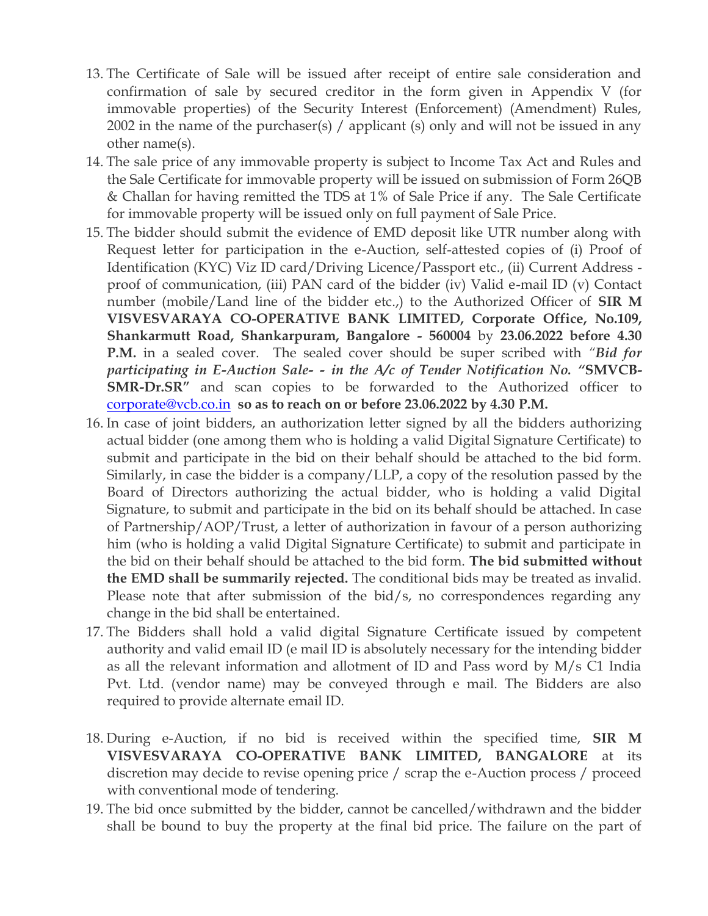13. The Certificate of Sale will be issued after receipt of entire sale consideration and confirmation of sale by secured creditor in the form given in Appendix V (for immovable properties) of the Security Interest (Enforcement) (Amendment) Rules, 2002 in the name of the purchaser(s) / applicant (s) only and will not be issued in any other name(s).
14. The sale price of any immovable property is subject to Income Tax Act and Rules and the Sale Certificate for immovable property will be issued on submission of Form 26QB & Challan for having remitted the TDS at 1% of Sale Price if any. The Sale Certificate for immovable property will be issued only on full payment of Sale Price.
15. The bidder should submit the evidence of EMD deposit like UTR number along with Request letter for participation in the e-Auction, self-attested copies of (i) Proof of Identification (KYC) Viz ID card/Driving Licence/Passport etc., (ii) Current Address - proof of communication, (iii) PAN card of the bidder (iv) Valid e-mail ID (v) Contact number (mobile/Land line of the bidder etc.,) to the Authorized Officer of **SIR M VISVESVARAYA CO-OPERATIVE BANK LIMITED, Corporate Office, No.109, Shankarmutt Road, Shankarpuram, Bangalore - 560004** by **23.06.2022 before 4.30 P.M.** in a sealed cover. The sealed cover should be super scribed with *"Bid for participating in E-Auction Sale- - in the A/c of Tender Notification No.* **"SMVCB-SMR-Dr.SR"** and scan copies to be forwarded to the Authorized officer to [corporate@vcb.co.in](mailto:corporate@vcb.co.in) **so as to reach on or before 23.06.2022 by 4.30 P.M.**
16. In case of joint bidders, an authorization letter signed by all the bidders authorizing actual bidder (one among them who is holding a valid Digital Signature Certificate) to submit and participate in the bid on their behalf should be attached to the bid form. Similarly, in case the bidder is a company/LLP, a copy of the resolution passed by the Board of Directors authorizing the actual bidder, who is holding a valid Digital Signature, to submit and participate in the bid on its behalf should be attached. In case of Partnership/AOP/Trust, a letter of authorization in favour of a person authorizing him (who is holding a valid Digital Signature Certificate) to submit and participate in the bid on their behalf should be attached to the bid form. **The bid submitted without the EMD shall be summarily rejected.** The conditional bids may be treated as invalid. Please note that after submission of the bid/s, no correspondences regarding any change in the bid shall be entertained.
17. The Bidders shall hold a valid digital Signature Certificate issued by competent authority and valid email ID (e mail ID is absolutely necessary for the intending bidder as all the relevant information and allotment of ID and Pass word by M/s C1 India Pvt. Ltd. (vendor name) may be conveyed through e mail. The Bidders are also required to provide alternate email ID.
18. During e-Auction, if no bid is received within the specified time, **SIR M VISVESVARAYA CO-OPERATIVE BANK LIMITED, BANGALORE** at its discretion may decide to revise opening price / scrap the e-Auction process / proceed with conventional mode of tendering.
19. The bid once submitted by the bidder, cannot be cancelled/withdrawn and the bidder shall be bound to buy the property at the final bid price. The failure on the part of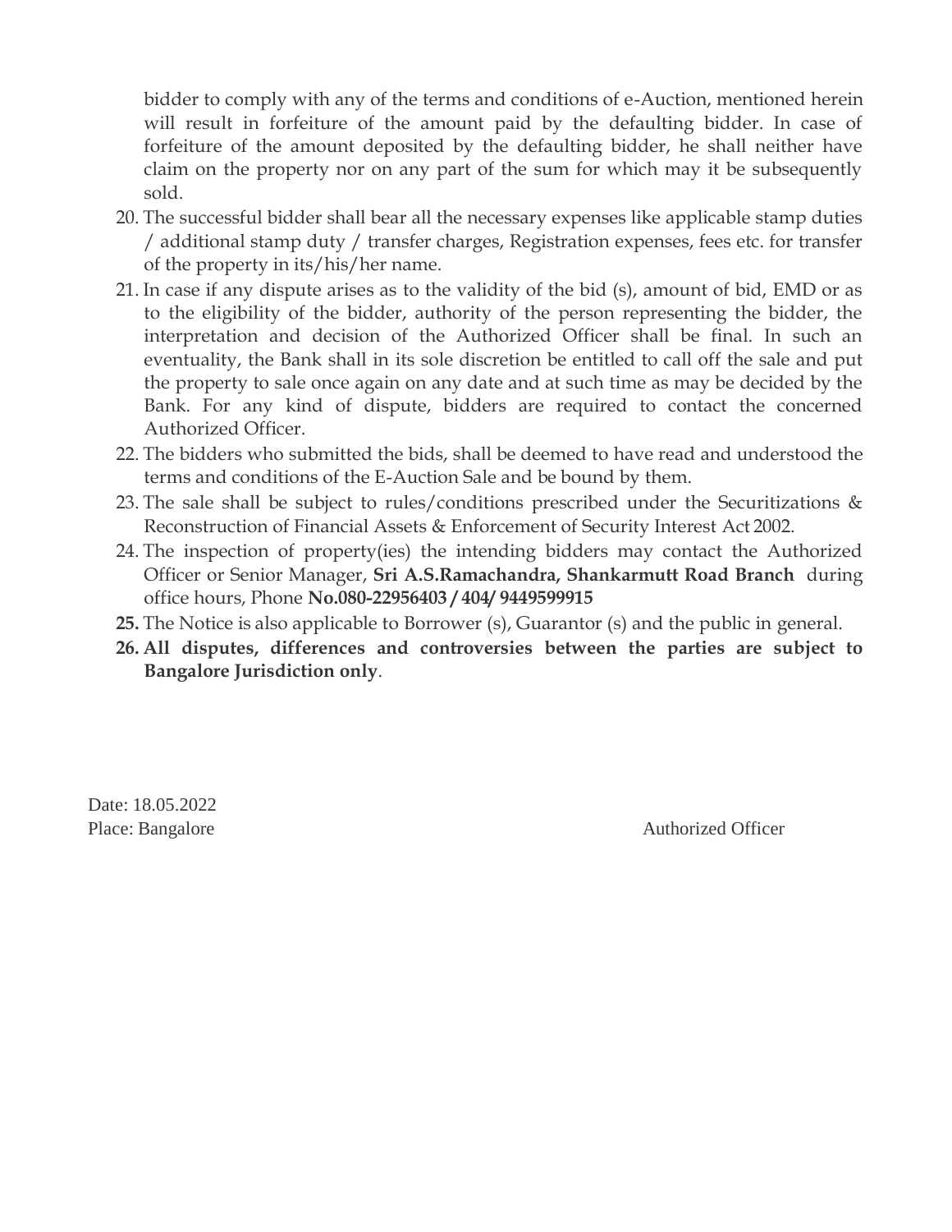bidder to comply with any of the terms and conditions of e-Auction, mentioned herein will result in forfeiture of the amount paid by the defaulting bidder. In case of forfeiture of the amount deposited by the defaulting bidder, he shall neither have claim on the property nor on any part of the sum for which may it be subsequently sold.

20. The successful bidder shall bear all the necessary expenses like applicable stamp duties / additional stamp duty / transfer charges, Registration expenses, fees etc. for transfer of the property in its/his/her name.
21. In case if any dispute arises as to the validity of the bid (s), amount of bid, EMD or as to the eligibility of the bidder, authority of the person representing the bidder, the interpretation and decision of the Authorized Officer shall be final. In such an eventuality, the Bank shall in its sole discretion be entitled to call off the sale and put the property to sale once again on any date and at such time as may be decided by the Bank. For any kind of dispute, bidders are required to contact the concerned Authorized Officer.
22. The bidders who submitted the bids, shall be deemed to have read and understood the terms and conditions of the E-Auction Sale and be bound by them.
23. The sale shall be subject to rules/conditions prescribed under the Securitizations & Reconstruction of Financial Assets & Enforcement of Security Interest Act 2002.
24. The inspection of property(ies) the intending bidders may contact the Authorized Officer or Senior Manager, **Sri A.S.Ramachandra, Shankarmutt Road Branch** during office hours, Phone **No.080-22956403 / 404/ 9449599915**
25. The Notice is also applicable to Borrower (s), Guarantor (s) and the public in general.
26. **All disputes, differences and controversies between the parties are subject to Bangalore Jurisdiction only**.

Date: 18.05.2022

Place: Bangalore

Authorized Officer